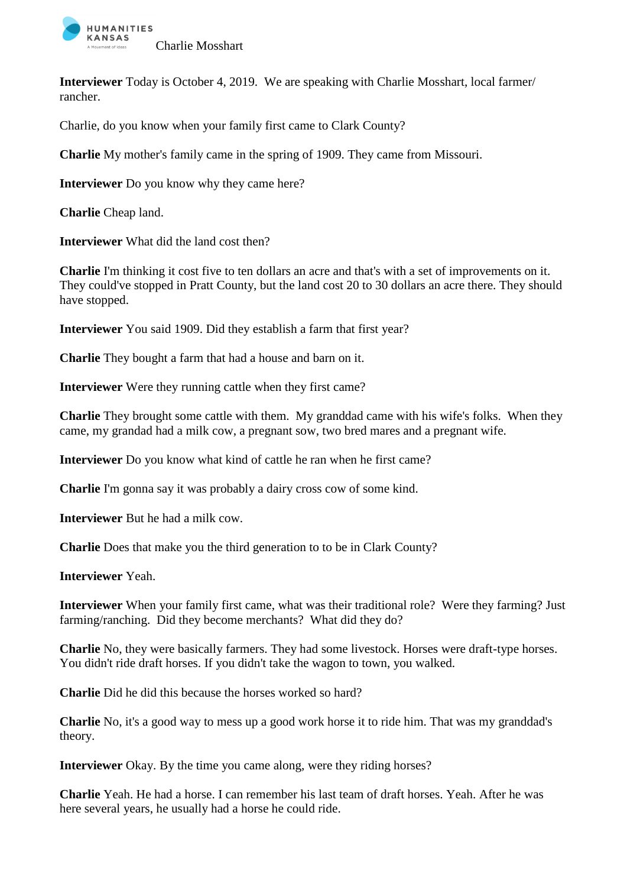Charlie Mosshart

**Interviewer** Today is October 4, 2019. We are speaking with Charlie Mosshart, local farmer/ rancher.

Charlie, do you know when your family first came to Clark County?

**Charlie** My mother's family came in the spring of 1909. They came from Missouri.

**Interviewer** Do you know why they came here?

**Charlie** Cheap land.

**Interviewer** What did the land cost then?

**Charlie** I'm thinking it cost five to ten dollars an acre and that's with a set of improvements on it. They could've stopped in Pratt County, but the land cost 20 to 30 dollars an acre there. They should have stopped.

**Interviewer** You said 1909. Did they establish a farm that first year?

**Charlie** They bought a farm that had a house and barn on it.

**Interviewer** Were they running cattle when they first came?

**Charlie** They brought some cattle with them. My granddad came with his wife's folks. When they came, my grandad had a milk cow, a pregnant sow, two bred mares and a pregnant wife.

**Interviewer** Do you know what kind of cattle he ran when he first came?

**Charlie** I'm gonna say it was probably a dairy cross cow of some kind.

**Interviewer** But he had a milk cow.

**Charlie** Does that make you the third generation to to be in Clark County?

**Interviewer** Yeah.

**Interviewer** When your family first came, what was their traditional role? Were they farming? Just farming/ranching. Did they become merchants? What did they do?

**Charlie** No, they were basically farmers. They had some livestock. Horses were draft-type horses. You didn't ride draft horses. If you didn't take the wagon to town, you walked.

**Charlie** Did he did this because the horses worked so hard?

**Charlie** No, it's a good way to mess up a good work horse it to ride him. That was my granddad's theory.

**Interviewer** Okay. By the time you came along, were they riding horses?

**Charlie** Yeah. He had a horse. I can remember his last team of draft horses. Yeah. After he was here several years, he usually had a horse he could ride.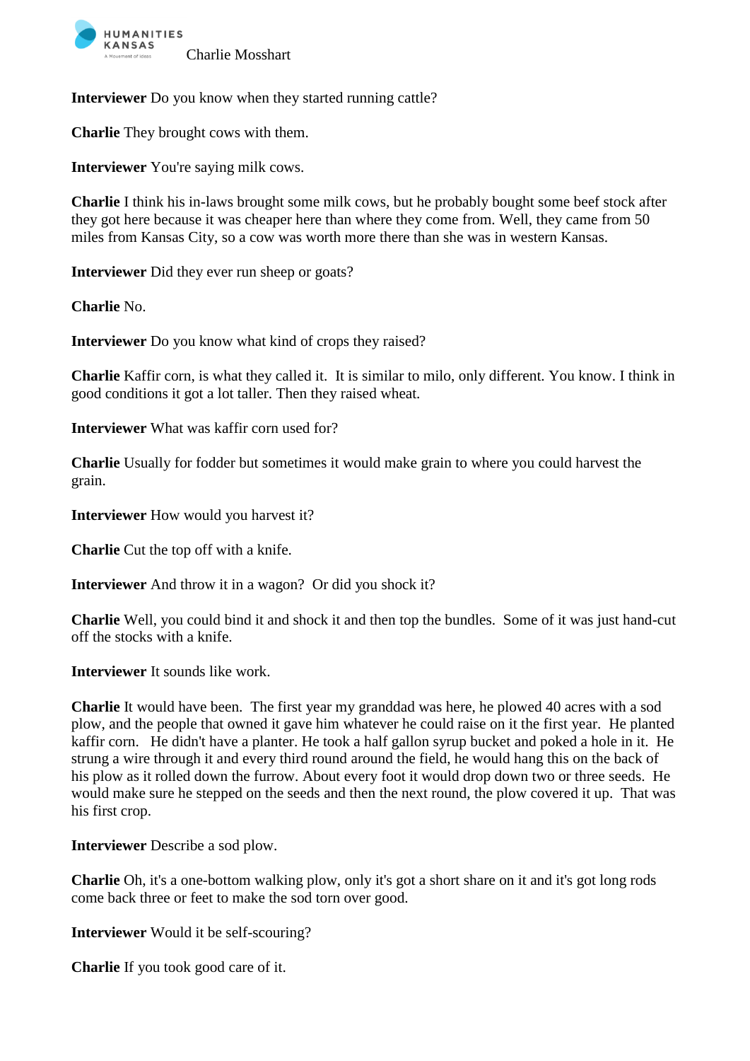**Interviewer** Do you know when they started running cattle?

**Charlie** They brought cows with them.

**Interviewer** You're saying milk cows.

**Charlie** I think his in-laws brought some milk cows, but he probably bought some beef stock after they got here because it was cheaper here than where they come from. Well, they came from 50 miles from Kansas City, so a cow was worth more there than she was in western Kansas.

**Interviewer** Did they ever run sheep or goats?

**Charlie** No.

**Interviewer** Do you know what kind of crops they raised?

**Charlie** Kaffir corn, is what they called it. It is similar to milo, only different. You know. I think in good conditions it got a lot taller. Then they raised wheat.

**Interviewer** What was kaffir corn used for?

**Charlie** Usually for fodder but sometimes it would make grain to where you could harvest the grain.

**Interviewer** How would you harvest it?

**Charlie** Cut the top off with a knife.

**Interviewer** And throw it in a wagon? Or did you shock it?

**Charlie** Well, you could bind it and shock it and then top the bundles. Some of it was just hand-cut off the stocks with a knife.

**Interviewer** It sounds like work.

**Charlie** It would have been. The first year my granddad was here, he plowed 40 acres with a sod plow, and the people that owned it gave him whatever he could raise on it the first year. He planted kaffir corn. He didn't have a planter. He took a half gallon syrup bucket and poked a hole in it. He strung a wire through it and every third round around the field, he would hang this on the back of his plow as it rolled down the furrow. About every foot it would drop down two or three seeds. He would make sure he stepped on the seeds and then the next round, the plow covered it up. That was his first crop.

**Interviewer** Describe a sod plow.

**Charlie** Oh, it's a one-bottom walking plow, only it's got a short share on it and it's got long rods come back three or feet to make the sod torn over good.

**Interviewer** Would it be self-scouring?

**Charlie** If you took good care of it.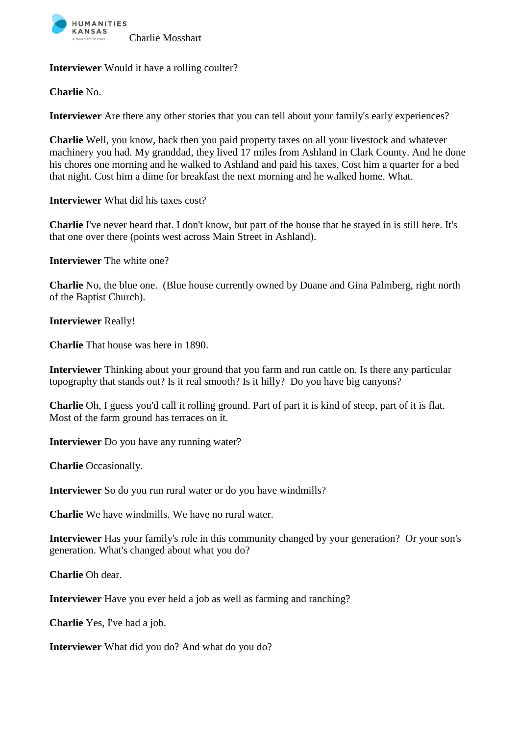**Interviewer** Would it have a rolling coulter?

**Charlie** No.

**Interviewer** Are there any other stories that you can tell about your family's early experiences?

**Charlie** Well, you know, back then you paid property taxes on all your livestock and whatever machinery you had. My granddad, they lived 17 miles from Ashland in Clark County. And he done his chores one morning and he walked to Ashland and paid his taxes. Cost him a quarter for a bed that night. Cost him a dime for breakfast the next morning and he walked home. What.

**Interviewer** What did his taxes cost?

**Charlie** I've never heard that. I don't know, but part of the house that he stayed in is still here. It's that one over there (points west across Main Street in Ashland).

**Interviewer** The white one?

**Charlie** No, the blue one. (Blue house currently owned by Duane and Gina Palmberg, right north of the Baptist Church).

**Interviewer** Really!

**Charlie** That house was here in 1890.

**Interviewer** Thinking about your ground that you farm and run cattle on. Is there any particular topography that stands out? Is it real smooth? Is it hilly? Do you have big canyons?

**Charlie** Oh, I guess you'd call it rolling ground. Part of part it is kind of steep, part of it is flat. Most of the farm ground has terraces on it.

**Interviewer** Do you have any running water?

**Charlie** Occasionally.

**Interviewer** So do you run rural water or do you have windmills?

**Charlie** We have windmills. We have no rural water.

**Interviewer** Has your family's role in this community changed by your generation? Or your son's generation. What's changed about what you do?

**Charlie** Oh dear.

**Interviewer** Have you ever held a job as well as farming and ranching?

**Charlie** Yes, I've had a job.

**Interviewer** What did you do? And what do you do?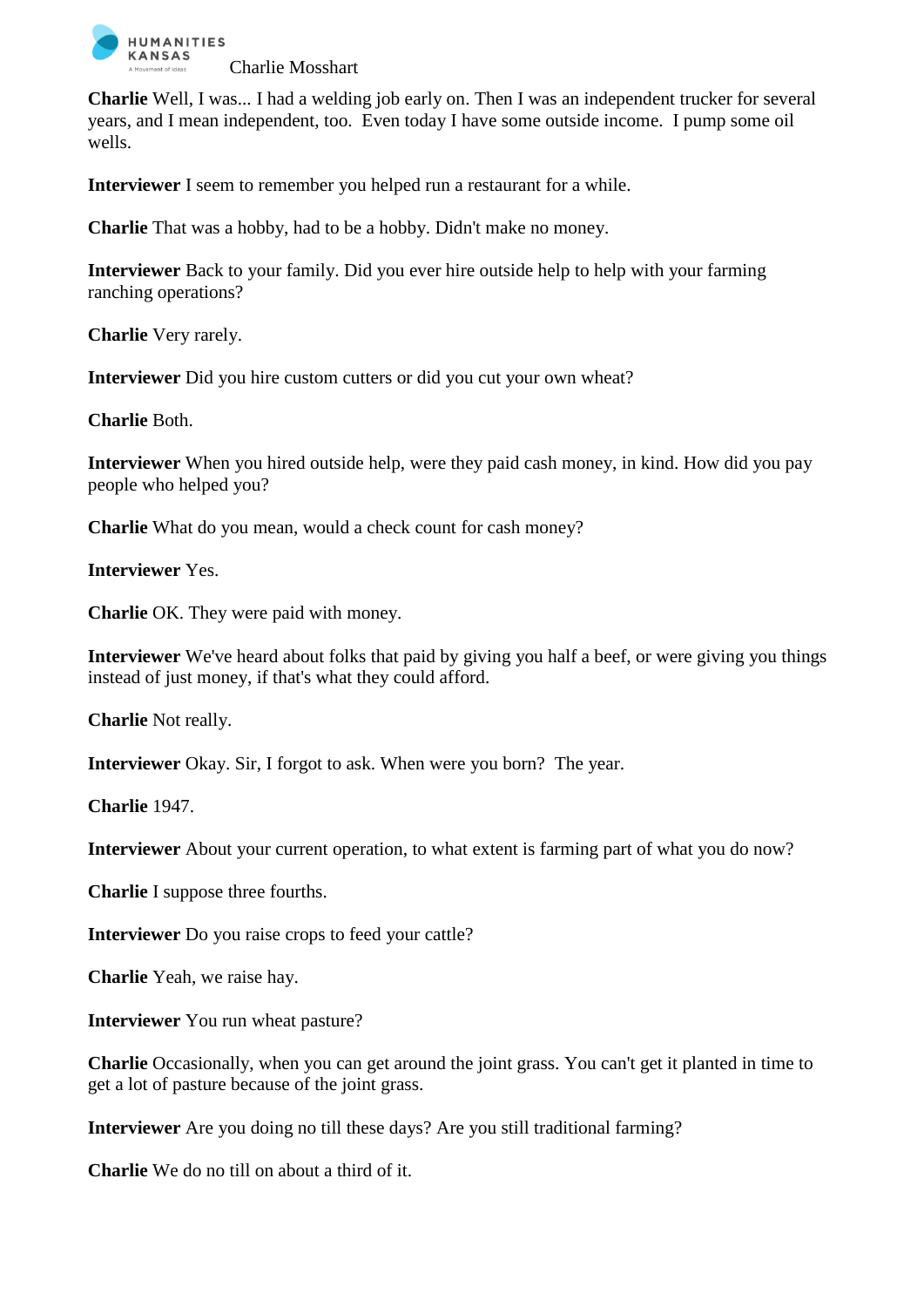**Charlie** Well, I was... I had a welding job early on. Then I was an independent trucker for several years, and I mean independent, too. Even today I have some outside income. I pump some oil wells.

**Interviewer** I seem to remember you helped run a restaurant for a while.

**Charlie** That was a hobby, had to be a hobby. Didn't make no money.

**Interviewer** Back to your family. Did you ever hire outside help to help with your farming ranching operations?

**Charlie** Very rarely.

**Interviewer** Did you hire custom cutters or did you cut your own wheat?

**Charlie** Both.

**Interviewer** When you hired outside help, were they paid cash money, in kind. How did you pay people who helped you?

**Charlie** What do you mean, would a check count for cash money?

**Interviewer** Yes.

**Charlie** OK. They were paid with money.

**Interviewer** We've heard about folks that paid by giving you half a beef, or were giving you things instead of just money, if that's what they could afford.

**Charlie** Not really.

**Interviewer** Okay. Sir, I forgot to ask. When were you born? The year.

**Charlie** 1947.

**Interviewer** About your current operation, to what extent is farming part of what you do now?

**Charlie** I suppose three fourths.

**Interviewer** Do you raise crops to feed your cattle?

**Charlie** Yeah, we raise hay.

**Interviewer** You run wheat pasture?

**Charlie** Occasionally, when you can get around the joint grass. You can't get it planted in time to get a lot of pasture because of the joint grass.

**Interviewer** Are you doing no till these days? Are you still traditional farming?

**Charlie** We do no till on about a third of it.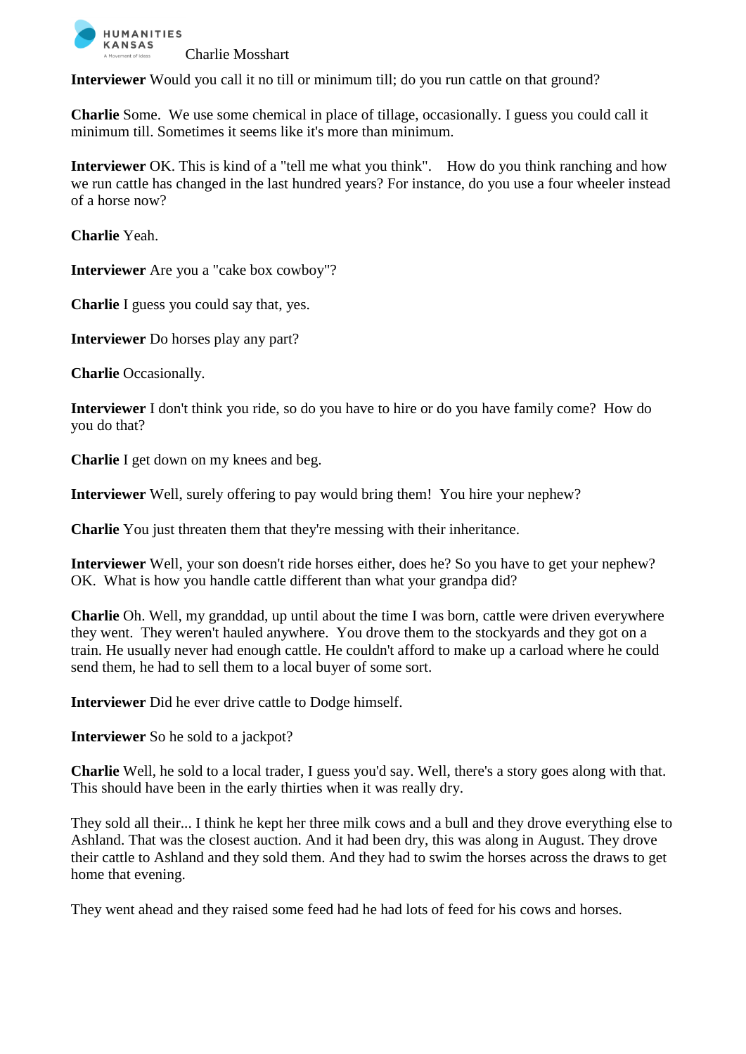**Interviewer** Would you call it no till or minimum till; do you run cattle on that ground?

**Charlie** Some. We use some chemical in place of tillage, occasionally. I guess you could call it minimum till. Sometimes it seems like it's more than minimum.

**Interviewer** OK. This is kind of a "tell me what you think". How do you think ranching and how we run cattle has changed in the last hundred years? For instance, do you use a four wheeler instead of a horse now?

**Charlie** Yeah.

**Interviewer** Are you a "cake box cowboy"?

**Charlie** I guess you could say that, yes.

**Interviewer** Do horses play any part?

**Charlie** Occasionally.

**Interviewer** I don't think you ride, so do you have to hire or do you have family come? How do you do that?

**Charlie** I get down on my knees and beg.

**Interviewer** Well, surely offering to pay would bring them! You hire your nephew?

**Charlie** You just threaten them that they're messing with their inheritance.

**Interviewer** Well, your son doesn't ride horses either, does he? So you have to get your nephew? OK. What is how you handle cattle different than what your grandpa did?

**Charlie** Oh. Well, my granddad, up until about the time I was born, cattle were driven everywhere they went. They weren't hauled anywhere. You drove them to the stockyards and they got on a train. He usually never had enough cattle. He couldn't afford to make up a carload where he could send them, he had to sell them to a local buyer of some sort.

**Interviewer** Did he ever drive cattle to Dodge himself.

**Interviewer** So he sold to a jackpot?

**Charlie** Well, he sold to a local trader, I guess you'd say. Well, there's a story goes along with that. This should have been in the early thirties when it was really dry.

They sold all their... I think he kept her three milk cows and a bull and they drove everything else to Ashland. That was the closest auction. And it had been dry, this was along in August. They drove their cattle to Ashland and they sold them. And they had to swim the horses across the draws to get home that evening.

They went ahead and they raised some feed had he had lots of feed for his cows and horses.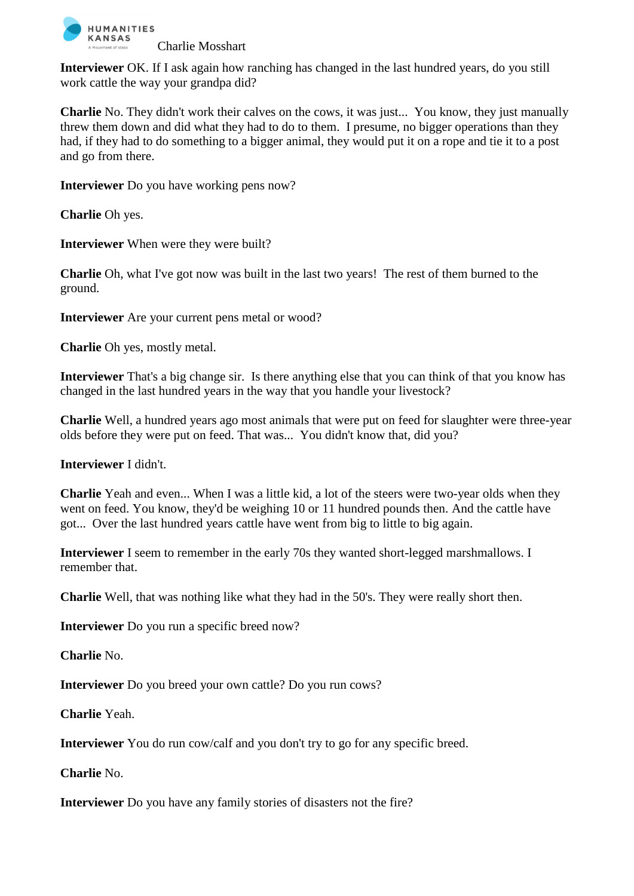**Interviewer** OK. If I ask again how ranching has changed in the last hundred years, do you still work cattle the way your grandpa did?

**Charlie** No. They didn't work their calves on the cows, it was just... You know, they just manually threw them down and did what they had to do to them. I presume, no bigger operations than they had, if they had to do something to a bigger animal, they would put it on a rope and tie it to a post and go from there.

**Interviewer** Do you have working pens now?

**Charlie** Oh yes.

**Interviewer** When were they were built?

**Charlie** Oh, what I've got now was built in the last two years! The rest of them burned to the ground.

**Interviewer** Are your current pens metal or wood?

**Charlie** Oh yes, mostly metal.

**Interviewer** That's a big change sir. Is there anything else that you can think of that you know has changed in the last hundred years in the way that you handle your livestock?

**Charlie** Well, a hundred years ago most animals that were put on feed for slaughter were three-year olds before they were put on feed. That was... You didn't know that, did you?

**Interviewer** I didn't.

**Charlie** Yeah and even... When I was a little kid, a lot of the steers were two-year olds when they went on feed. You know, they'd be weighing 10 or 11 hundred pounds then. And the cattle have got... Over the last hundred years cattle have went from big to little to big again.

**Interviewer** I seem to remember in the early 70s they wanted short-legged marshmallows. I remember that.

**Charlie** Well, that was nothing like what they had in the 50's. They were really short then.

**Interviewer** Do you run a specific breed now?

**Charlie** No.

**Interviewer** Do you breed your own cattle? Do you run cows?

**Charlie** Yeah.

**Interviewer** You do run cow/calf and you don't try to go for any specific breed.

**Charlie** No.

**Interviewer** Do you have any family stories of disasters not the fire?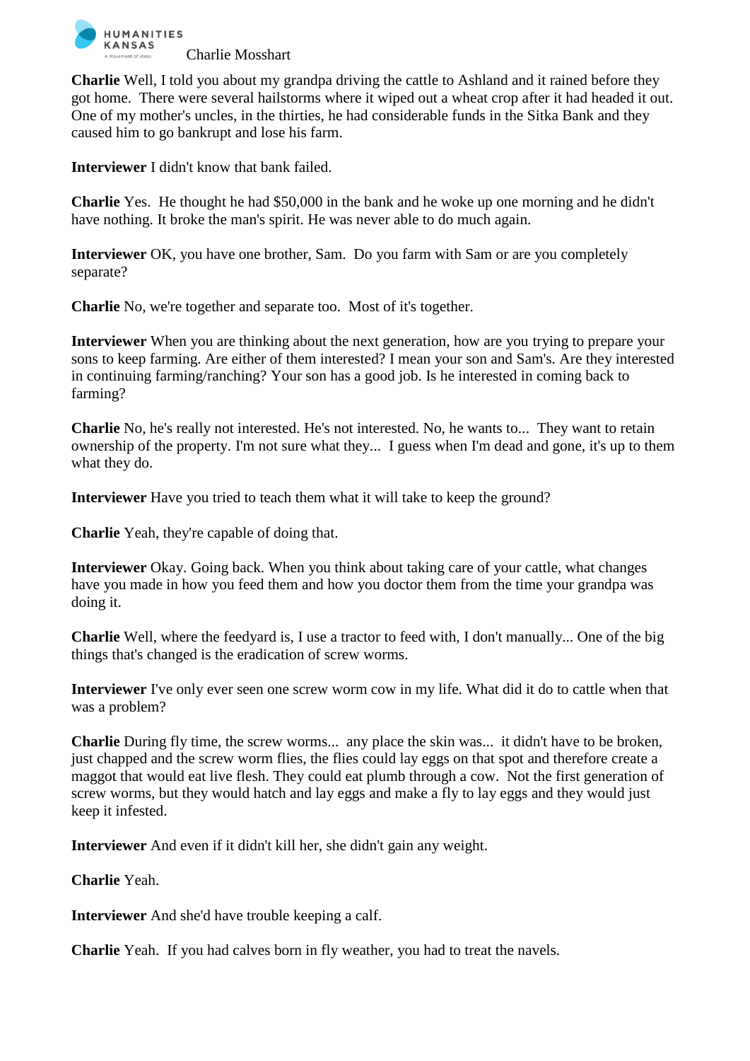**Charlie** Well, I told you about my grandpa driving the cattle to Ashland and it rained before they got home. There were several hailstorms where it wiped out a wheat crop after it had headed it out. One of my mother's uncles, in the thirties, he had considerable funds in the Sitka Bank and they caused him to go bankrupt and lose his farm.

**Interviewer** I didn't know that bank failed.

**Charlie** Yes. He thought he had $50,000 in the bank and he woke up one morning and he didn't have nothing. It broke the man's spirit. He was never able to do much again.

**Interviewer** OK, you have one brother, Sam. Do you farm with Sam or are you completely separate?

**Charlie** No, we're together and separate too. Most of it's together.

**Interviewer** When you are thinking about the next generation, how are you trying to prepare your sons to keep farming. Are either of them interested? I mean your son and Sam's. Are they interested in continuing farming/ranching? Your son has a good job. Is he interested in coming back to farming?

**Charlie** No, he's really not interested. He's not interested. No, he wants to... They want to retain ownership of the property. I'm not sure what they... I guess when I'm dead and gone, it's up to them what they do.

**Interviewer** Have you tried to teach them what it will take to keep the ground?

**Charlie** Yeah, they're capable of doing that.

**Interviewer** Okay. Going back. When you think about taking care of your cattle, what changes have you made in how you feed them and how you doctor them from the time your grandpa was doing it.

**Charlie** Well, where the feedyard is, I use a tractor to feed with, I don't manually... One of the big things that's changed is the eradication of screw worms.

**Interviewer** I've only ever seen one screw worm cow in my life. What did it do to cattle when that was a problem?

**Charlie** During fly time, the screw worms... any place the skin was... it didn't have to be broken, just chapped and the screw worm flies, the flies could lay eggs on that spot and therefore create a maggot that would eat live flesh. They could eat plumb through a cow. Not the first generation of screw worms, but they would hatch and lay eggs and make a fly to lay eggs and they would just keep it infested.

**Interviewer** And even if it didn't kill her, she didn't gain any weight.

**Charlie** Yeah.

**Interviewer** And she'd have trouble keeping a calf.

**Charlie** Yeah. If you had calves born in fly weather, you had to treat the navels.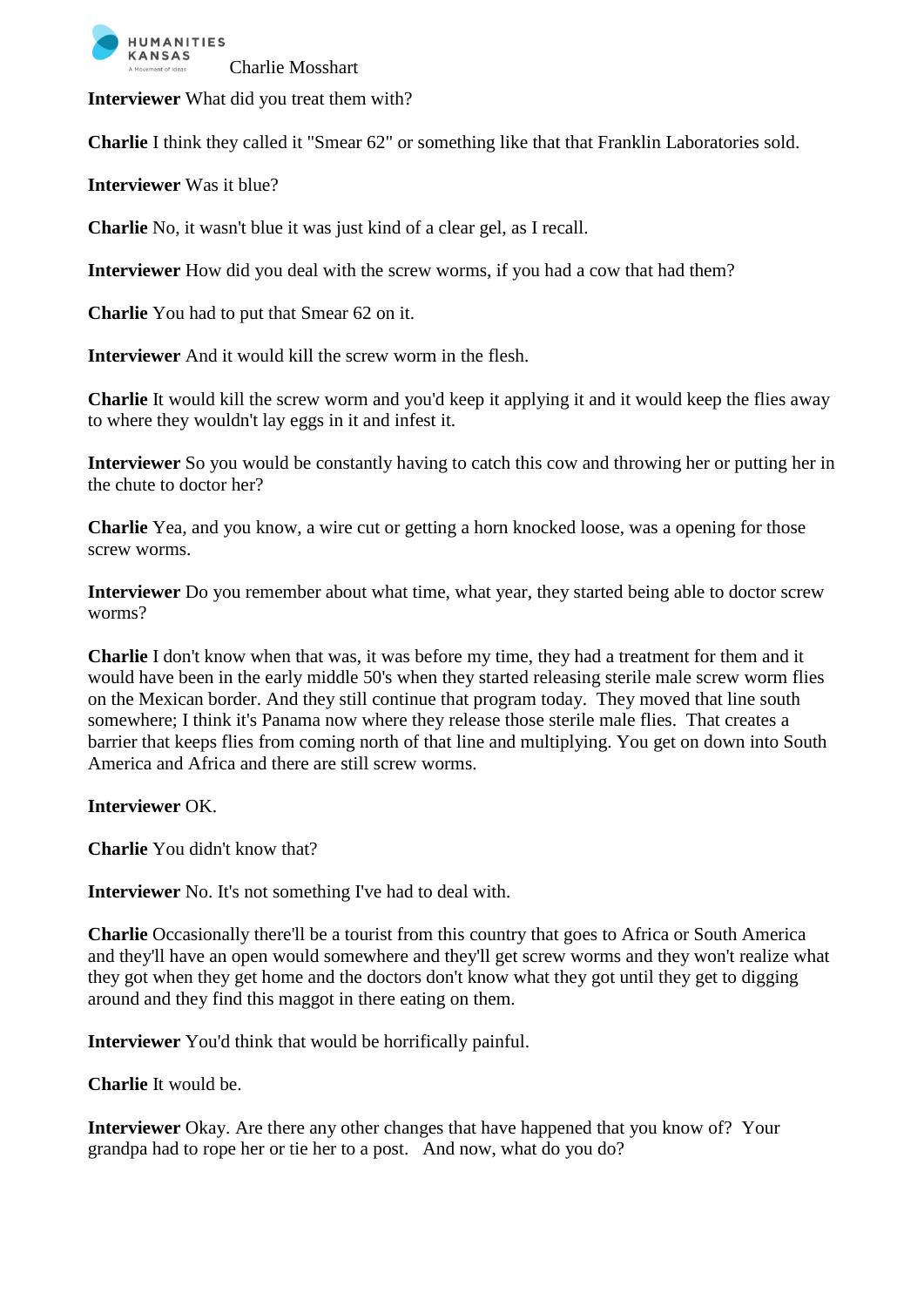**Interviewer** What did you treat them with?

**Charlie** I think they called it "Smear 62" or something like that that Franklin Laboratories sold.

**Interviewer** Was it blue?

**Charlie** No, it wasn't blue it was just kind of a clear gel, as I recall.

**Interviewer** How did you deal with the screw worms, if you had a cow that had them?

**Charlie** You had to put that Smear 62 on it.

**Interviewer** And it would kill the screw worm in the flesh.

**Charlie** It would kill the screw worm and you'd keep it applying it and it would keep the flies away to where they wouldn't lay eggs in it and infest it.

**Interviewer** So you would be constantly having to catch this cow and throwing her or putting her in the chute to doctor her?

**Charlie** Yea, and you know, a wire cut or getting a horn knocked loose, was a opening for those screw worms.

**Interviewer** Do you remember about what time, what year, they started being able to doctor screw worms?

**Charlie** I don't know when that was, it was before my time, they had a treatment for them and it would have been in the early middle 50's when they started releasing sterile male screw worm flies on the Mexican border. And they still continue that program today. They moved that line south somewhere; I think it's Panama now where they release those sterile male flies. That creates a barrier that keeps flies from coming north of that line and multiplying. You get on down into South America and Africa and there are still screw worms.

**Interviewer** OK.

**Charlie** You didn't know that?

**Interviewer** No. It's not something I've had to deal with.

**Charlie** Occasionally there'll be a tourist from this country that goes to Africa or South America and they'll have an open would somewhere and they'll get screw worms and they won't realize what they got when they get home and the doctors don't know what they got until they get to digging around and they find this maggot in there eating on them.

**Interviewer** You'd think that would be horrifically painful.

**Charlie** It would be.

**Interviewer** Okay. Are there any other changes that have happened that you know of? Your grandpa had to rope her or tie her to a post. And now, what do you do?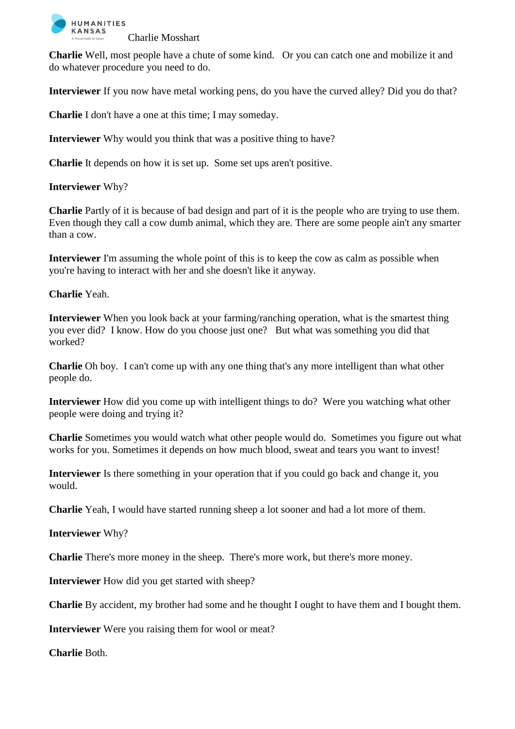**Charlie** Well, most people have a chute of some kind. Or you can catch one and mobilize it and do whatever procedure you need to do.

**Interviewer** If you now have metal working pens, do you have the curved alley? Did you do that?

**Charlie** I don't have a one at this time; I may someday.

**Interviewer** Why would you think that was a positive thing to have?

**Charlie** It depends on how it is set up. Some set ups aren't positive.

**Interviewer** Why?

**Charlie** Partly of it is because of bad design and part of it is the people who are trying to use them. Even though they call a cow dumb animal, which they are. There are some people ain't any smarter than a cow.

**Interviewer** I'm assuming the whole point of this is to keep the cow as calm as possible when you're having to interact with her and she doesn't like it anyway.

**Charlie** Yeah.

**Interviewer** When you look back at your farming/ranching operation, what is the smartest thing you ever did? I know. How do you choose just one? But what was something you did that worked?

**Charlie** Oh boy. I can't come up with any one thing that's any more intelligent than what other people do.

**Interviewer** How did you come up with intelligent things to do? Were you watching what other people were doing and trying it?

**Charlie** Sometimes you would watch what other people would do. Sometimes you figure out what works for you. Sometimes it depends on how much blood, sweat and tears you want to invest!

**Interviewer** Is there something in your operation that if you could go back and change it, you would.

**Charlie** Yeah, I would have started running sheep a lot sooner and had a lot more of them.

**Interviewer** Why?

**Charlie** There's more money in the sheep. There's more work, but there's more money.

**Interviewer** How did you get started with sheep?

**Charlie** By accident, my brother had some and he thought I ought to have them and I bought them.

**Interviewer** Were you raising them for wool or meat?

**Charlie** Both.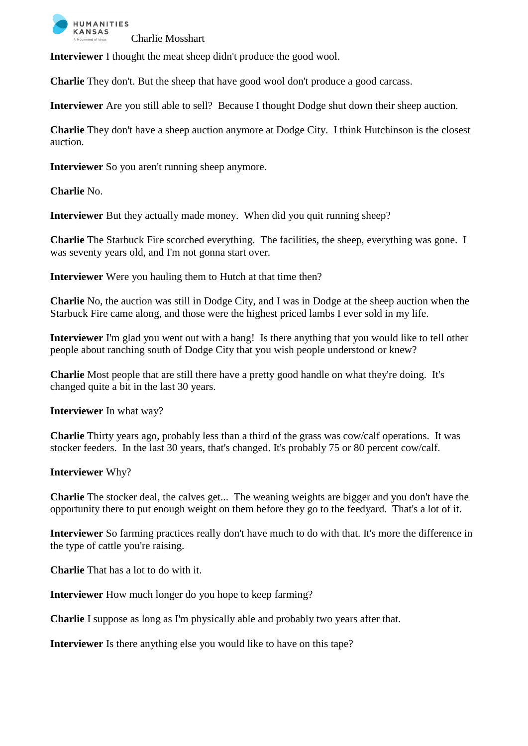**Interviewer** I thought the meat sheep didn't produce the good wool.

**Charlie** They don't. But the sheep that have good wool don't produce a good carcass.

**Interviewer** Are you still able to sell? Because I thought Dodge shut down their sheep auction.

**Charlie** They don't have a sheep auction anymore at Dodge City. I think Hutchinson is the closest auction.

**Interviewer** So you aren't running sheep anymore.

**Charlie** No.

**Interviewer** But they actually made money. When did you quit running sheep?

**Charlie** The Starbuck Fire scorched everything. The facilities, the sheep, everything was gone. I was seventy years old, and I'm not gonna start over.

**Interviewer** Were you hauling them to Hutch at that time then?

**Charlie** No, the auction was still in Dodge City, and I was in Dodge at the sheep auction when the Starbuck Fire came along, and those were the highest priced lambs I ever sold in my life.

**Interviewer** I'm glad you went out with a bang! Is there anything that you would like to tell other people about ranching south of Dodge City that you wish people understood or knew?

**Charlie** Most people that are still there have a pretty good handle on what they're doing. It's changed quite a bit in the last 30 years.

**Interviewer** In what way?

**Charlie** Thirty years ago, probably less than a third of the grass was cow/calf operations. It was stocker feeders. In the last 30 years, that's changed. It's probably 75 or 80 percent cow/calf.

**Interviewer** Why?

**Charlie** The stocker deal, the calves get... The weaning weights are bigger and you don't have the opportunity there to put enough weight on them before they go to the feedyard. That's a lot of it.

**Interviewer** So farming practices really don't have much to do with that. It's more the difference in the type of cattle you're raising.

**Charlie** That has a lot to do with it.

**Interviewer** How much longer do you hope to keep farming?

**Charlie** I suppose as long as I'm physically able and probably two years after that.

**Interviewer** Is there anything else you would like to have on this tape?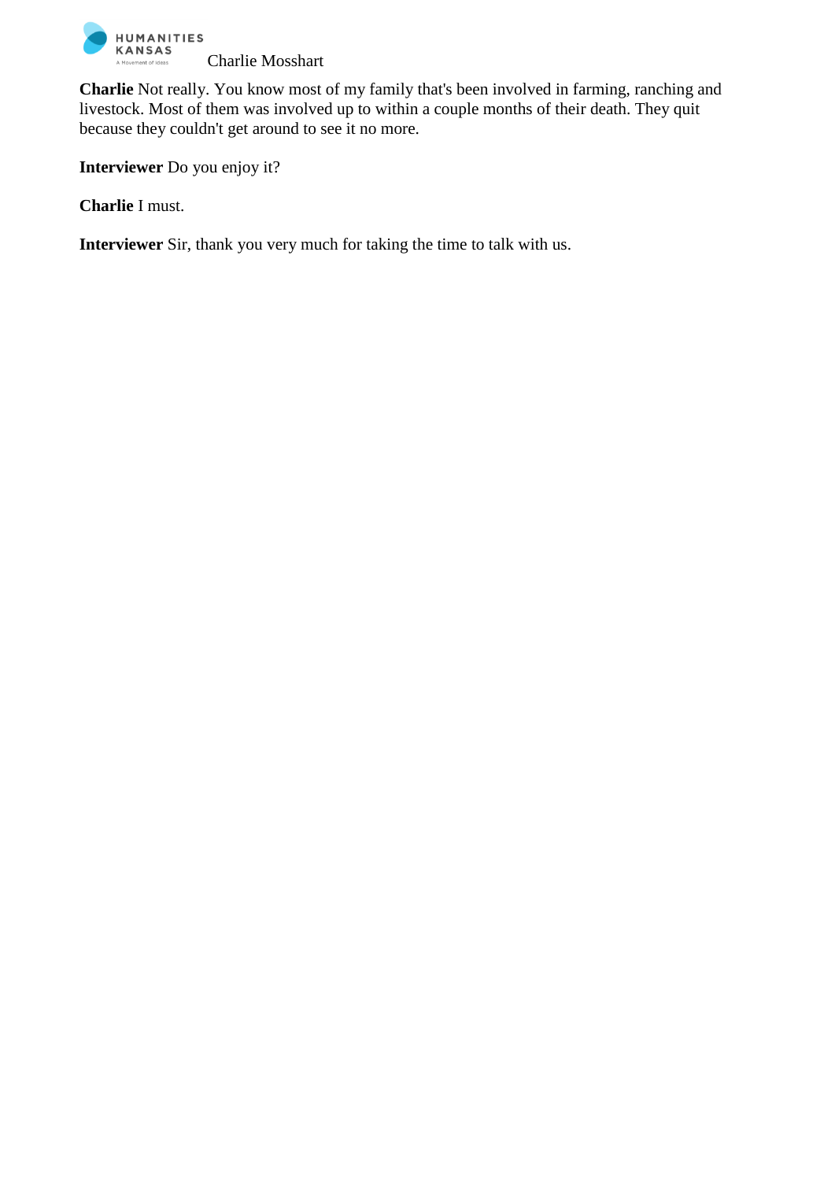**Charlie** Not really. You know most of my family that's been involved in farming, ranching and livestock. Most of them was involved up to within a couple months of their death. They quit because they couldn't get around to see it no more.

**Interviewer** Do you enjoy it?

**Charlie** I must.

**Interviewer** Sir, thank you very much for taking the time to talk with us.